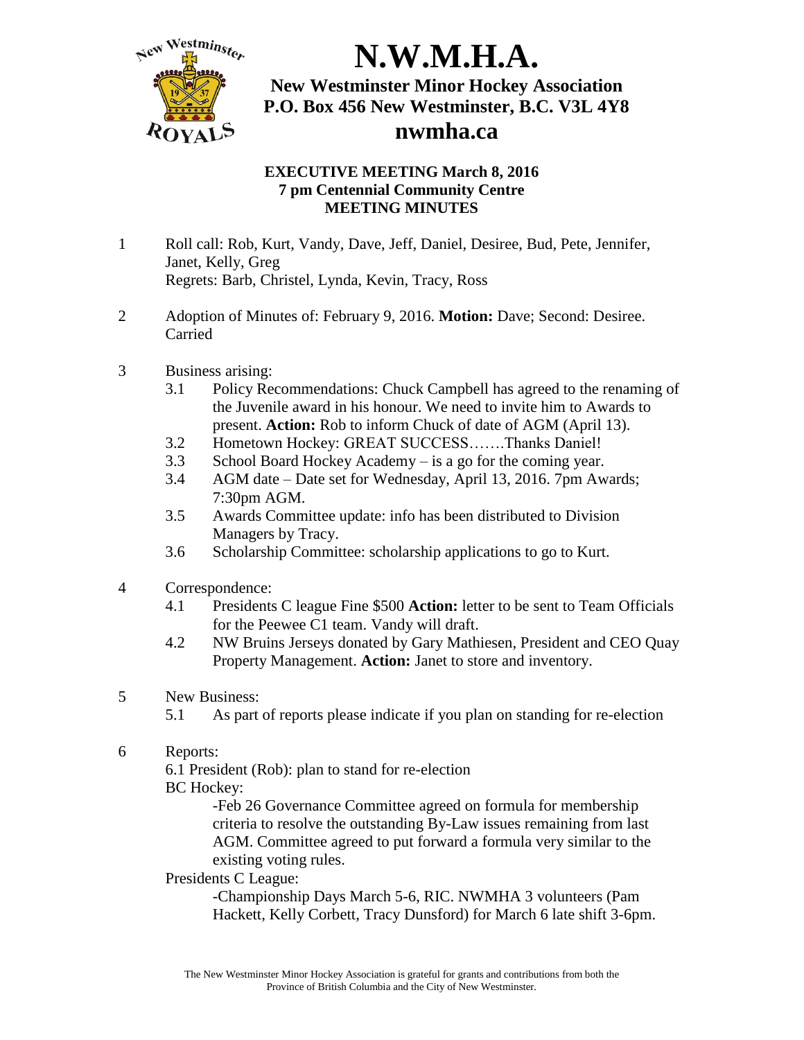# N.W.M.H.A.

## New Westminster Minor Hockey Association
## P.O. Box 456 New Westminster, B.C. V3L 4Y8
## nwmha.ca

**EXECUTIVE MEETING March 8, 2016**
**7 pm Centennial Community Centre**
**MEETING MINUTES**

1. Roll call: Rob, Kurt, Vandy, Dave, Jeff, Daniel, Desiree, Bud, Pete, Jennifer, Janet, Kelly, Greg
   Regrets: Barb, Christel, Lynda, Kevin, Tracy, Ross

2. Adoption of Minutes of: February 9, 2016. **Motion:** Dave; Second: Desiree. Carried

3. Business arising:
   - 3.1 Policy Recommendations: Chuck Campbell has agreed to the renaming of the Juvenile award in his honour. We need to invite him to Awards to present. **Action:** Rob to inform Chuck of date of AGM (April 13).
   - 3.2 Hometown Hockey: GREAT SUCCESS…….Thanks Daniel!
   - 3.3 School Board Hockey Academy – is a go for the coming year.
   - 3.4 AGM date – Date set for Wednesday, April 13, 2016. 7pm Awards; 7:30pm AGM.
   - 3.5 Awards Committee update: info has been distributed to Division Managers by Tracy.
   - 3.6 Scholarship Committee: scholarship applications to go to Kurt.

4. Correspondence:
   - 4.1 Presidents C league Fine $500 **Action:** letter to be sent to Team Officials for the Peewee C1 team. Vandy will draft.
   - 4.2 NW Bruins Jerseys donated by Gary Mathiesen, President and CEO Quay Property Management. **Action:** Janet to store and inventory.

5. New Business:
   - 5.1 As part of reports please indicate if you plan on standing for re-election

6. Reports:
   6.1 President (Rob): plan to stand for re-election
   BC Hockey:
   -Feb 26 Governance Committee agreed on formula for membership criteria to resolve the outstanding By-Law issues remaining from last AGM. Committee agreed to put forward a formula very similar to the existing voting rules.
   Presidents C League:
   -Championship Days March 5-6, RIC. NWMHA 3 volunteers (Pam Hackett, Kelly Corbett, Tracy Dunsford) for March 6 late shift 3-6pm.

The New Westminster Minor Hockey Association is grateful for grants and contributions from both the Province of British Columbia and the City of New Westminster.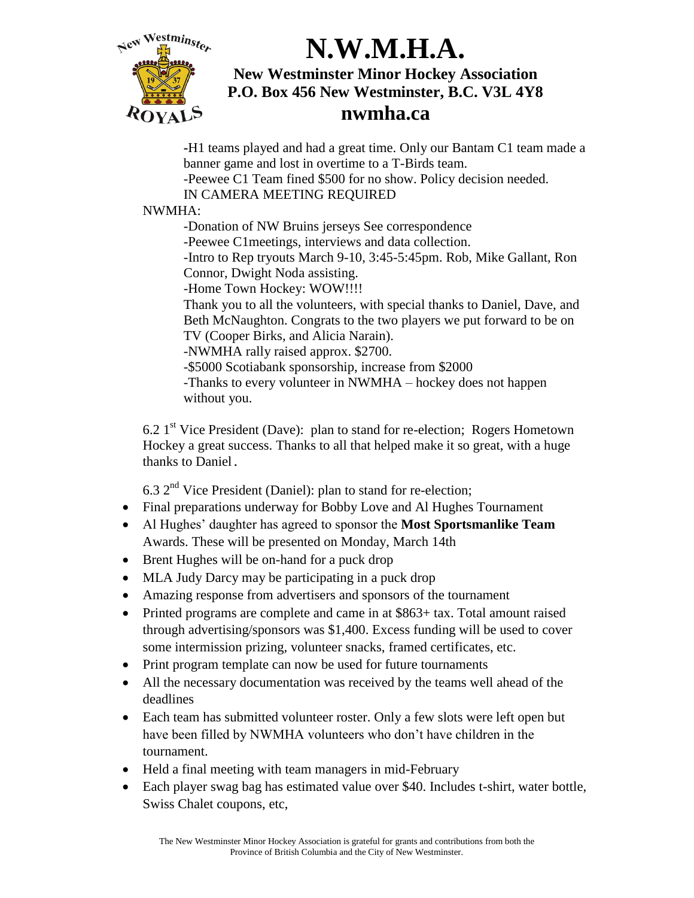-H1 teams played and had a great time. Only our Bantam C1 team made a banner game and lost in overtime to a T-Birds team.
-Peewee C1 Team fined $500 for no show. Policy decision needed.
IN CAMERA MEETING REQUIRED

NWMHA:

-Donation of NW Bruins jerseys See correspondence
-Peewee C1meetings, interviews and data collection.
-Intro to Rep tryouts March 9-10, 3:45-5:45pm. Rob, Mike Gallant, Ron Connor, Dwight Noda assisting.
-Home Town Hockey: WOW!!!!
Thank you to all the volunteers, with special thanks to Daniel, Dave, and Beth McNaughton. Congrats to the two players we put forward to be on TV (Cooper Birks, and Alicia Narain).
-NWMHA rally raised approx. $2700.
-$5000 Scotiabank sponsorship, increase from $2000
-Thanks to every volunteer in NWMHA – hockey does not happen without you.

6.2 1st Vice President (Dave): plan to stand for re-election; Rogers Hometown Hockey a great success. Thanks to all that helped make it so great, with a huge thanks to Daniel.

6.3 2nd Vice President (Daniel): plan to stand for re-election;

- Final preparations underway for Bobby Love and Al Hughes Tournament
- Al Hughes' daughter has agreed to sponsor the **Most Sportsmanlike Team** Awards. These will be presented on Monday, March 14th
- Brent Hughes will be on-hand for a puck drop
- MLA Judy Darcy may be participating in a puck drop
- Amazing response from advertisers and sponsors of the tournament
- Printed programs are complete and came in at $863+ tax. Total amount raised through advertising/sponsors was $1,400. Excess funding will be used to cover some intermission prizing, volunteer snacks, framed certificates, etc.
- Print program template can now be used for future tournaments
- All the necessary documentation was received by the teams well ahead of the deadlines
- Each team has submitted volunteer roster. Only a few slots were left open but have been filled by NWMHA volunteers who don't have children in the tournament.
- Held a final meeting with team managers in mid-February
- Each player swag bag has estimated value over $40. Includes t-shirt, water bottle, Swiss Chalet coupons, etc,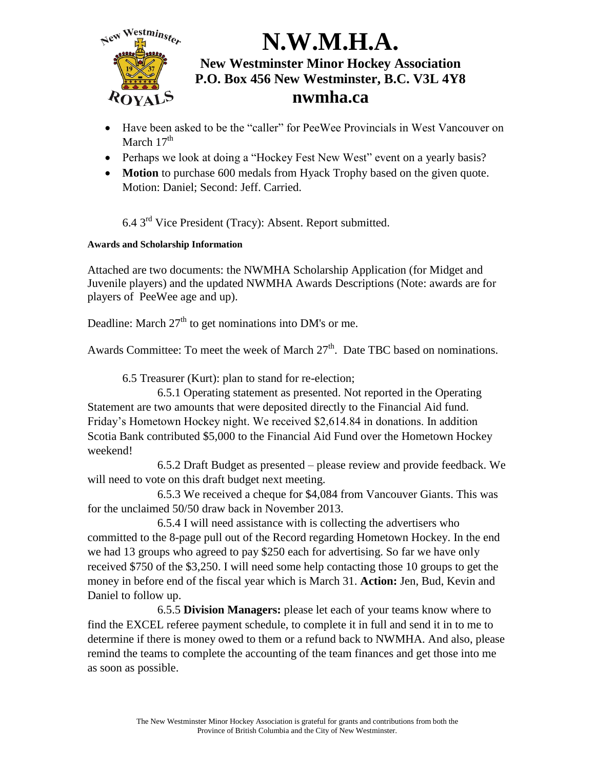- Have been asked to be the "caller" for PeeWee Provincials in West Vancouver on March 17th
- Perhaps we look at doing a "Hockey Fest New West" event on a yearly basis?
- **Motion** to purchase 600 medals from Hyack Trophy based on the given quote. Motion: Daniel; Second: Jeff. Carried.

6.4 3rd Vice President (Tracy): Absent. Report submitted.

**Awards and Scholarship Information**

Attached are two documents: the NWMHA Scholarship Application (for Midget and Juvenile players) and the updated NWMHA Awards Descriptions (Note: awards are for players of PeeWee age and up).

Deadline: March 27th to get nominations into DM's or me.

Awards Committee: To meet the week of March 27th. Date TBC based on nominations.

6.5 Treasurer (Kurt): plan to stand for re-election;

6.5.1 Operating statement as presented. Not reported in the Operating Statement are two amounts that were deposited directly to the Financial Aid fund. Friday's Hometown Hockey night. We received $2,614.84 in donations. In addition Scotia Bank contributed $5,000 to the Financial Aid Fund over the Hometown Hockey weekend!

6.5.2 Draft Budget as presented – please review and provide feedback. We will need to vote on this draft budget next meeting.

6.5.3 We received a cheque for $4,084 from Vancouver Giants. This was for the unclaimed 50/50 draw back in November 2013.

6.5.4 I will need assistance with is collecting the advertisers who committed to the 8-page pull out of the Record regarding Hometown Hockey. In the end we had 13 groups who agreed to pay $250 each for advertising. So far we have only received $750 of the $3,250. I will need some help contacting those 10 groups to get the money in before end of the fiscal year which is March 31. **Action:** Jen, Bud, Kevin and Daniel to follow up.

6.5.5 **Division Managers:** please let each of your teams know where to find the EXCEL referee payment schedule, to complete it in full and send it in to me to determine if there is money owed to them or a refund back to NWMHA. And also, please remind the teams to complete the accounting of the team finances and get those into me as soon as possible.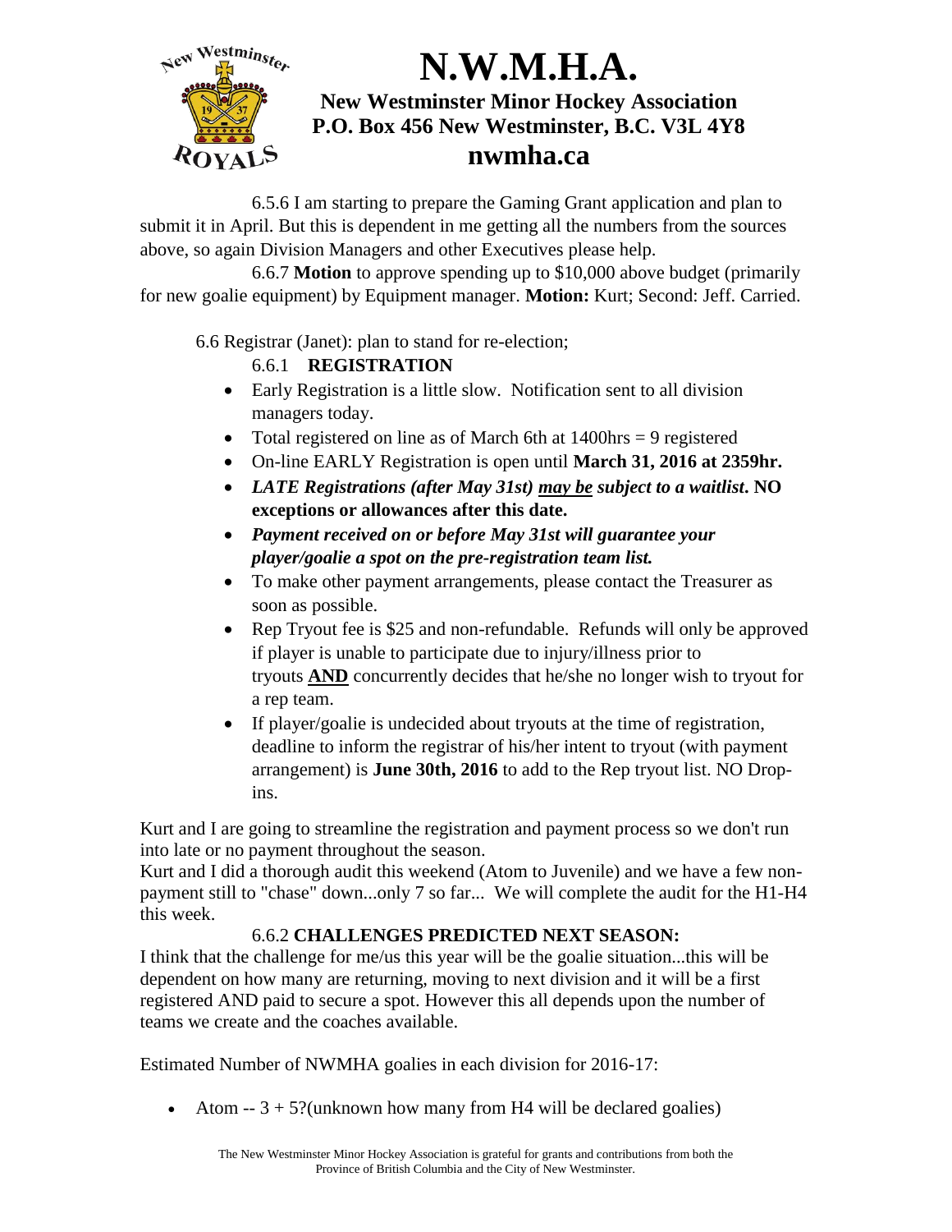# N.W.M.H.A.

**New Westminster Minor Hockey Association**
**P.O. Box 456 New Westminster, B.C. V3L 4Y8**
**nwmha.ca**

6.5.6 I am starting to prepare the Gaming Grant application and plan to submit it in April. But this is dependent in me getting all the numbers from the sources above, so again Division Managers and other Executives please help.

6.6.7 **Motion** to approve spending up to $10,000 above budget (primarily for new goalie equipment) by Equipment manager. **Motion:** Kurt; Second: Jeff. Carried.

6.6 Registrar (Janet): plan to stand for re-election;

6.6.1 **REGISTRATION**

- Early Registration is a little slow. Notification sent to all division managers today.
- Total registered on line as of March 6th at 1400hrs = 9 registered
- On-line EARLY Registration is open until **March 31, 2016 at 2359hr.**
- ***LATE Registrations (after May 31st) <u>may be</u> subject to a waitlist*. NO exceptions or allowances after this date.**
- ***Payment received on or before May 31st will guarantee your player/goalie a spot on the pre-registration team list.***
- To make other payment arrangements, please contact the Treasurer as soon as possible.
- Rep Tryout fee is $25 and non-refundable. Refunds will only be approved if player is unable to participate due to injury/illness prior to tryouts **<u>AND</u>** concurrently decides that he/she no longer wish to tryout for a rep team.
- If player/goalie is undecided about tryouts at the time of registration, deadline to inform the registrar of his/her intent to tryout (with payment arrangement) is **June 30th, 2016** to add to the Rep tryout list. NO Drop-ins.

Kurt and I are going to streamline the registration and payment process so we don't run into late or no payment throughout the season.
Kurt and I did a thorough audit this weekend (Atom to Juvenile) and we have a few non-payment still to "chase" down...only 7 so far... We will complete the audit for the H1-H4 this week.

6.6.2 **CHALLENGES PREDICTED NEXT SEASON:**

I think that the challenge for me/us this year will be the goalie situation...this will be dependent on how many are returning, moving to next division and it will be a first registered AND paid to secure a spot. However this all depends upon the number of teams we create and the coaches available.

Estimated Number of NWMHA goalies in each division for 2016-17:

- Atom -- 3 + 5?(unknown how many from H4 will be declared goalies)

The New Westminster Minor Hockey Association is grateful for grants and contributions from both the Province of British Columbia and the City of New Westminster.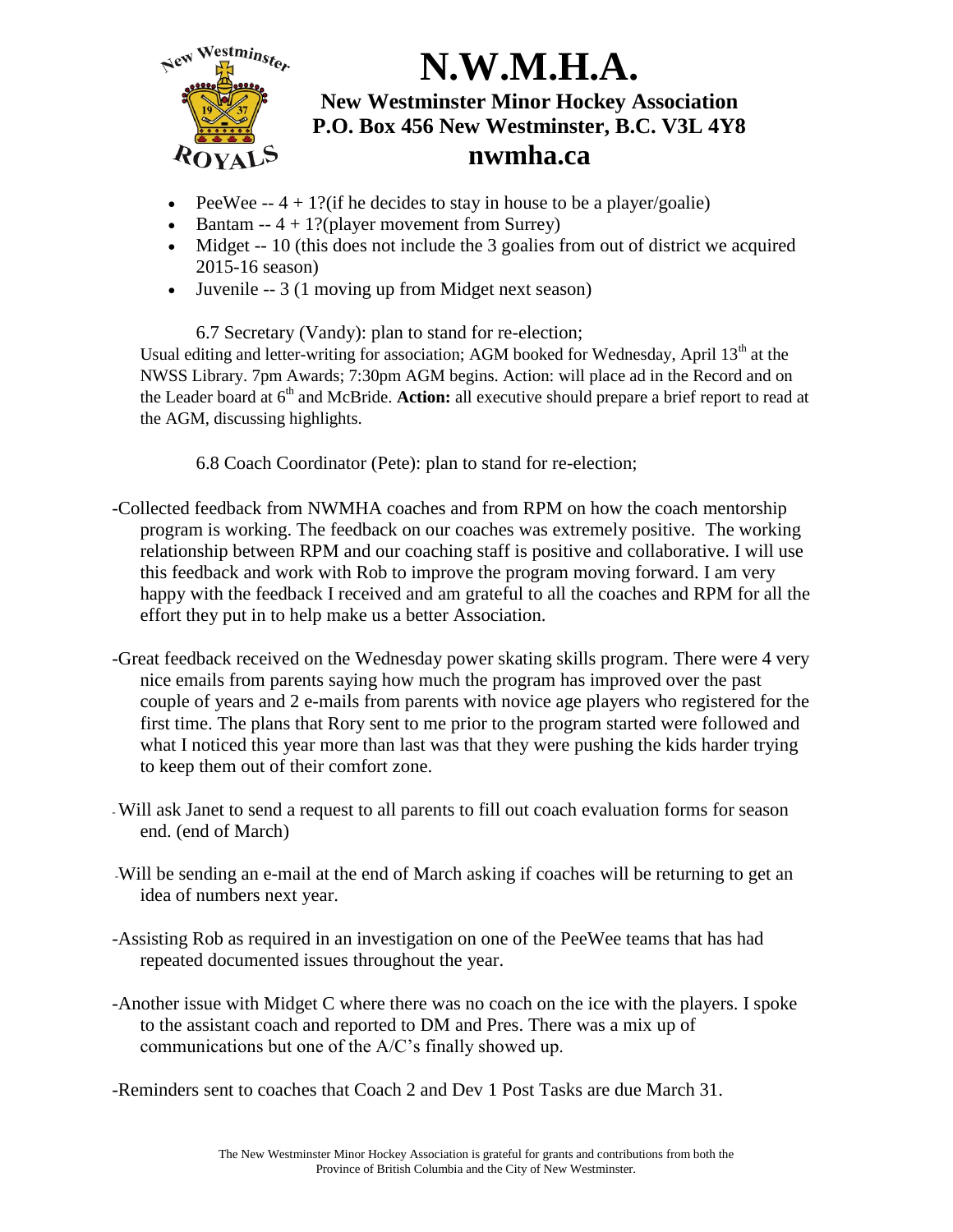- PeeWee -- 4 + 1?(if he decides to stay in house to be a player/goalie)
- Bantam -- 4 + 1?(player movement from Surrey)
- Midget -- 10 (this does not include the 3 goalies from out of district we acquired 2015-16 season)
- Juvenile -- 3 (1 moving up from Midget next season)

6.7 Secretary (Vandy): plan to stand for re-election;

Usual editing and letter-writing for association; AGM booked for Wednesday, April 13th at the NWSS Library. 7pm Awards; 7:30pm AGM begins. Action: will place ad in the Record and on the Leader board at 6th and McBride. **Action:** all executive should prepare a brief report to read at the AGM, discussing highlights.

6.8 Coach Coordinator (Pete): plan to stand for re-election;

-Collected feedback from NWMHA coaches and from RPM on how the coach mentorship program is working. The feedback on our coaches was extremely positive. The working relationship between RPM and our coaching staff is positive and collaborative. I will use this feedback and work with Rob to improve the program moving forward. I am very happy with the feedback I received and am grateful to all the coaches and RPM for all the effort they put in to help make us a better Association.

-Great feedback received on the Wednesday power skating skills program. There were 4 very nice emails from parents saying how much the program has improved over the past couple of years and 2 e-mails from parents with novice age players who registered for the first time. The plans that Rory sent to me prior to the program started were followed and what I noticed this year more than last was that they were pushing the kids harder trying to keep them out of their comfort zone.

- Will ask Janet to send a request to all parents to fill out coach evaluation forms for season end. (end of March)

-Will be sending an e-mail at the end of March asking if coaches will be returning to get an idea of numbers next year.

-Assisting Rob as required in an investigation on one of the PeeWee teams that has had repeated documented issues throughout the year.

-Another issue with Midget C where there was no coach on the ice with the players. I spoke to the assistant coach and reported to DM and Pres. There was a mix up of communications but one of the A/C's finally showed up.

-Reminders sent to coaches that Coach 2 and Dev 1 Post Tasks are due March 31.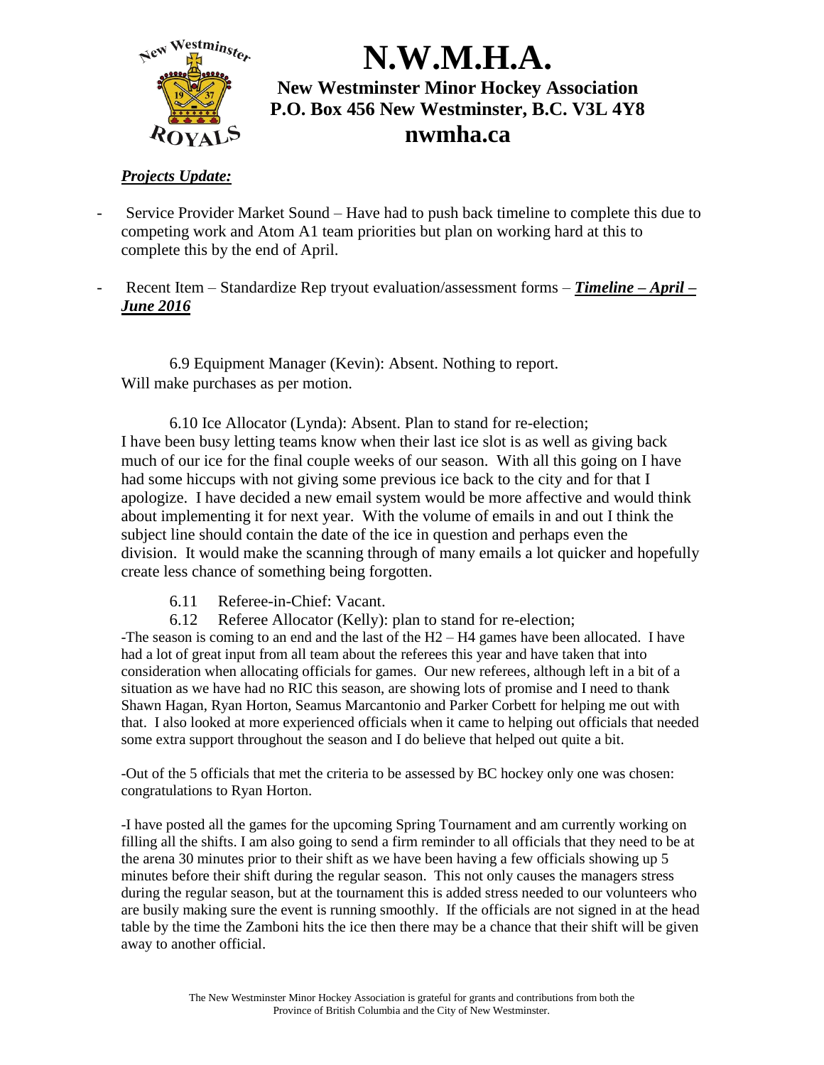# N.W.M.H.A.

**New Westminster Minor Hockey Association**
**P.O. Box 456 New Westminster, B.C. V3L 4Y8**
**nwmha.ca**

***Projects Update:***

- Service Provider Market Sound – Have had to push back timeline to complete this due to competing work and Atom A1 team priorities but plan on working hard at this to complete this by the end of April.

- Recent Item – Standardize Rep tryout evaluation/assessment forms – ***Timeline – April – June 2016***

6.9 Equipment Manager (Kevin): Absent. Nothing to report.
Will make purchases as per motion.

6.10 Ice Allocator (Lynda): Absent. Plan to stand for re-election;
I have been busy letting teams know when their last ice slot is as well as giving back much of our ice for the final couple weeks of our season. With all this going on I have had some hiccups with not giving some previous ice back to the city and for that I apologize. I have decided a new email system would be more affective and would think about implementing it for next year. With the volume of emails in and out I think the subject line should contain the date of the ice in question and perhaps even the division. It would make the scanning through of many emails a lot quicker and hopefully create less chance of something being forgotten.

6.11 Referee-in-Chief: Vacant.

6.12 Referee Allocator (Kelly): plan to stand for re-election;
-The season is coming to an end and the last of the H2 – H4 games have been allocated. I have had a lot of great input from all team about the referees this year and have taken that into consideration when allocating officials for games. Our new referees, although left in a bit of a situation as we have had no RIC this season, are showing lots of promise and I need to thank Shawn Hagan, Ryan Horton, Seamus Marcantonio and Parker Corbett for helping me out with that. I also looked at more experienced officials when it came to helping out officials that needed some extra support throughout the season and I do believe that helped out quite a bit.

-Out of the 5 officials that met the criteria to be assessed by BC hockey only one was chosen: congratulations to Ryan Horton.

-I have posted all the games for the upcoming Spring Tournament and am currently working on filling all the shifts. I am also going to send a firm reminder to all officials that they need to be at the arena 30 minutes prior to their shift as we have been having a few officials showing up 5 minutes before their shift during the regular season. This not only causes the managers stress during the regular season, but at the tournament this is added stress needed to our volunteers who are busily making sure the event is running smoothly. If the officials are not signed in at the head table by the time the Zamboni hits the ice then there may be a chance that their shift will be given away to another official.

The New Westminster Minor Hockey Association is grateful for grants and contributions from both the Province of British Columbia and the City of New Westminster.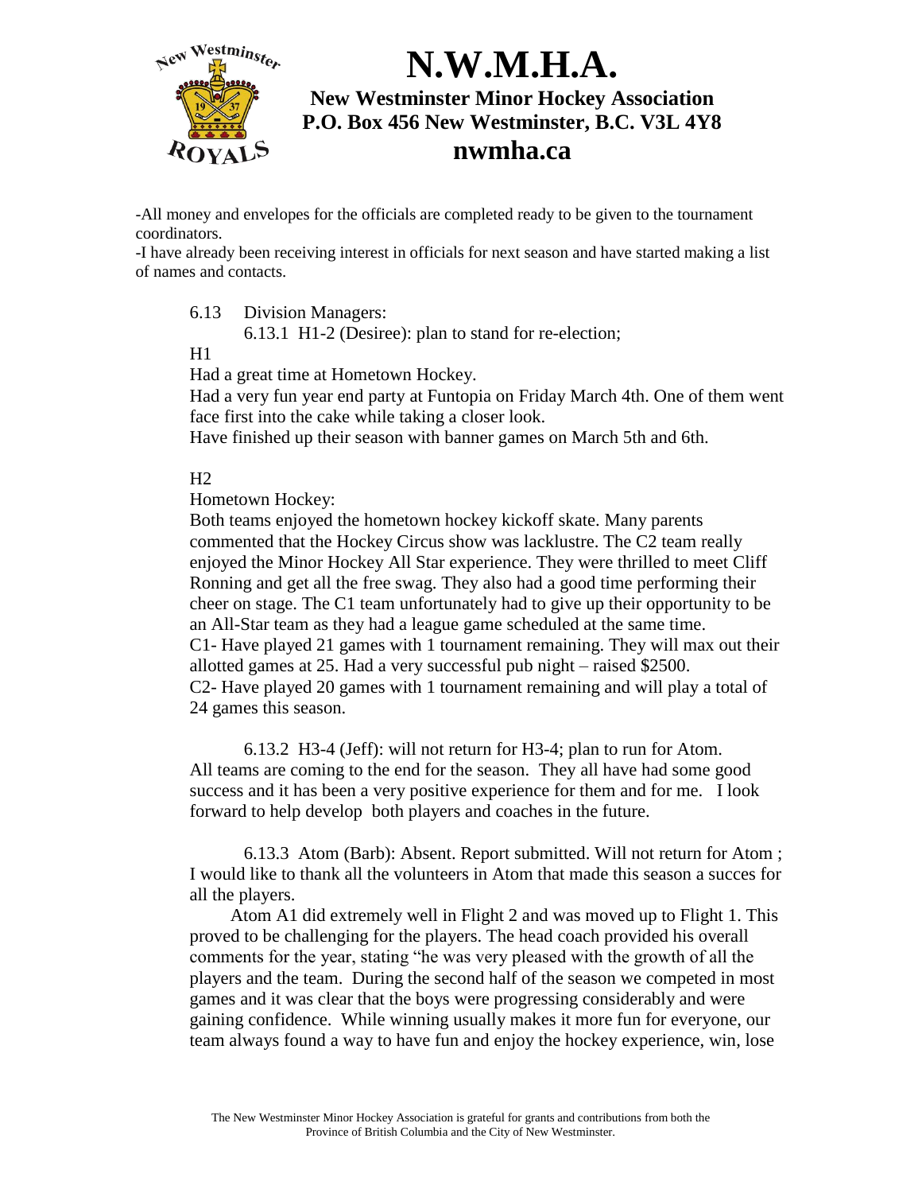-All money and envelopes for the officials are completed ready to be given to the tournament coordinators.

-I have already been receiving interest in officials for next season and have started making a list of names and contacts.

6.13 Division Managers:

6.13.1 H1-2 (Desiree): plan to stand for re-election;

H1

Had a great time at Hometown Hockey.

Had a very fun year end party at Funtopia on Friday March 4th. One of them went face first into the cake while taking a closer look.

Have finished up their season with banner games on March 5th and 6th.

H2

Hometown Hockey:

Both teams enjoyed the hometown hockey kickoff skate. Many parents commented that the Hockey Circus show was lacklustre. The C2 team really enjoyed the Minor Hockey All Star experience. They were thrilled to meet Cliff Ronning and get all the free swag. They also had a good time performing their cheer on stage. The C1 team unfortunately had to give up their opportunity to be an All-Star team as they had a league game scheduled at the same time.

C1- Have played 21 games with 1 tournament remaining. They will max out their allotted games at 25. Had a very successful pub night – raised $2500.

C2- Have played 20 games with 1 tournament remaining and will play a total of 24 games this season.

6.13.2 H3-4 (Jeff): will not return for H3-4; plan to run for Atom.

All teams are coming to the end for the season. They all have had some good success and it has been a very positive experience for them and for me. I look forward to help develop both players and coaches in the future.

6.13.3 Atom (Barb): Absent. Report submitted. Will not return for Atom ; I would like to thank all the volunteers in Atom that made this season a succes for all the players.

Atom A1 did extremely well in Flight 2 and was moved up to Flight 1. This proved to be challenging for the players. The head coach provided his overall comments for the year, stating "he was very pleased with the growth of all the players and the team. During the second half of the season we competed in most games and it was clear that the boys were progressing considerably and were gaining confidence. While winning usually makes it more fun for everyone, our team always found a way to have fun and enjoy the hockey experience, win, lose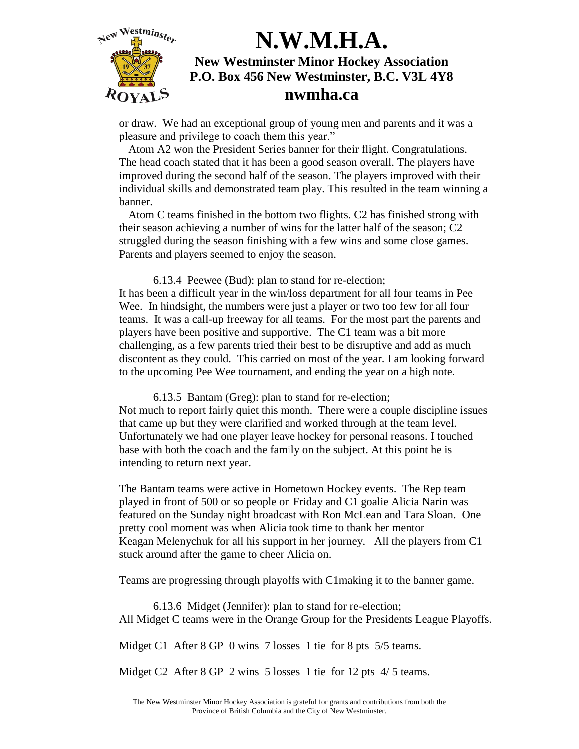or draw. We had an exceptional group of young men and parents and it was a pleasure and privilege to coach them this year."

Atom A2 won the President Series banner for their flight. Congratulations. The head coach stated that it has been a good season overall. The players have improved during the second half of the season. The players improved with their individual skills and demonstrated team play. This resulted in the team winning a banner.

Atom C teams finished in the bottom two flights. C2 has finished strong with their season achieving a number of wins for the latter half of the season; C2 struggled during the season finishing with a few wins and some close games. Parents and players seemed to enjoy the season.

6.13.4 Peewee (Bud): plan to stand for re-election;

It has been a difficult year in the win/loss department for all four teams in Pee Wee. In hindsight, the numbers were just a player or two too few for all four teams. It was a call-up freeway for all teams. For the most part the parents and players have been positive and supportive. The C1 team was a bit more challenging, as a few parents tried their best to be disruptive and add as much discontent as they could. This carried on most of the year. I am looking forward to the upcoming Pee Wee tournament, and ending the year on a high note.

6.13.5 Bantam (Greg): plan to stand for re-election;

Not much to report fairly quiet this month. There were a couple discipline issues that came up but they were clarified and worked through at the team level. Unfortunately we had one player leave hockey for personal reasons. I touched base with both the coach and the family on the subject. At this point he is intending to return next year.

The Bantam teams were active in Hometown Hockey events. The Rep team played in front of 500 or so people on Friday and C1 goalie Alicia Narin was featured on the Sunday night broadcast with Ron McLean and Tara Sloan. One pretty cool moment was when Alicia took time to thank her mentor Keagan Melenychuk for all his support in her journey. All the players from C1 stuck around after the game to cheer Alicia on.

Teams are progressing through playoffs with C1making it to the banner game.

6.13.6 Midget (Jennifer): plan to stand for re-election;

All Midget C teams were in the Orange Group for the Presidents League Playoffs.

Midget C1 After 8 GP 0 wins 7 losses 1 tie for 8 pts 5/5 teams.

Midget C2 After 8 GP 2 wins 5 losses 1 tie for 12 pts 4/ 5 teams.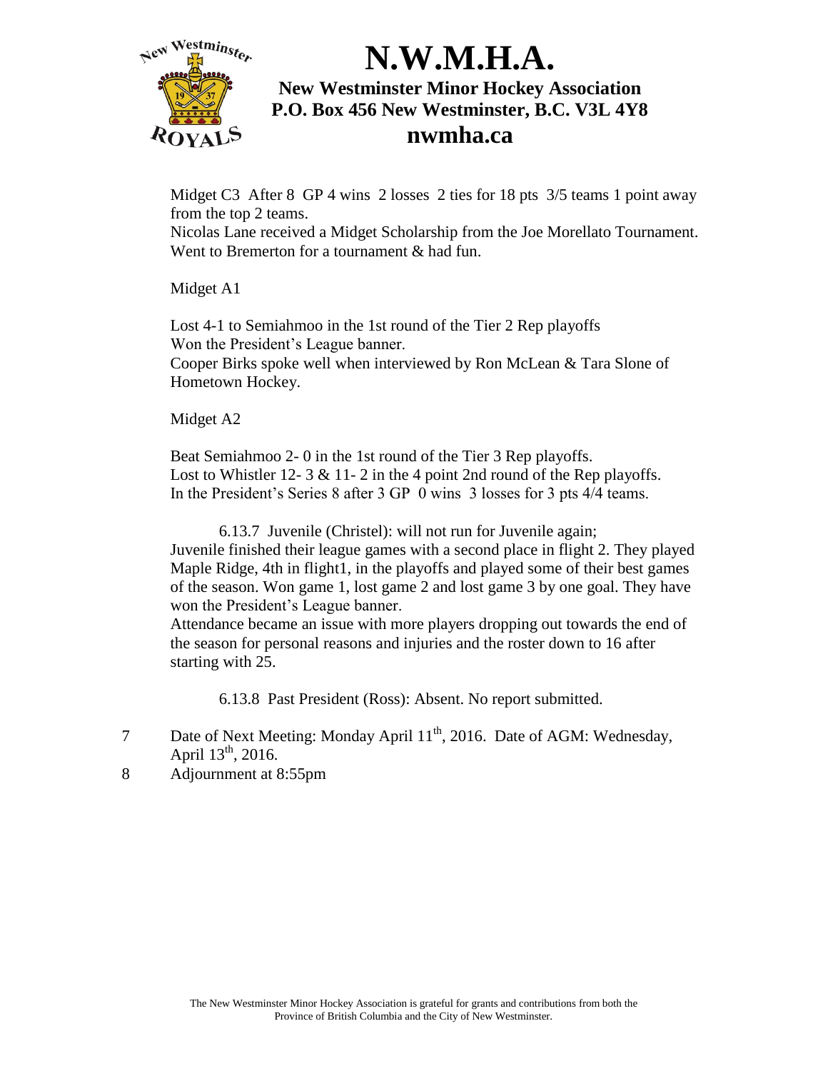Midget C3 After 8 GP 4 wins 2 losses 2 ties for 18 pts 3/5 teams 1 point away from the top 2 teams.
Nicolas Lane received a Midget Scholarship from the Joe Morellato Tournament.
Went to Bremerton for a tournament & had fun.

Midget A1

Lost 4-1 to Semiahmoo in the 1st round of the Tier 2 Rep playoffs
Won the President's League banner.
Cooper Birks spoke well when interviewed by Ron McLean & Tara Slone of Hometown Hockey.

Midget A2

Beat Semiahmoo 2- 0 in the 1st round of the Tier 3 Rep playoffs.
Lost to Whistler 12- 3 & 11- 2 in the 4 point 2nd round of the Rep playoffs.
In the President's Series 8 after 3 GP 0 wins 3 losses for 3 pts 4/4 teams.

6.13.7 Juvenile (Christel): will not run for Juvenile again;
Juvenile finished their league games with a second place in flight 2. They played Maple Ridge, 4th in flight1, in the playoffs and played some of their best games of the season. Won game 1, lost game 2 and lost game 3 by one goal. They have won the President's League banner.
Attendance became an issue with more players dropping out towards the end of the season for personal reasons and injuries and the roster down to 16 after starting with 25.

6.13.8 Past President (Ross): Absent. No report submitted.

7 Date of Next Meeting: Monday April 11th, 2016. Date of AGM: Wednesday, April 13th, 2016.

8 Adjournment at 8:55pm